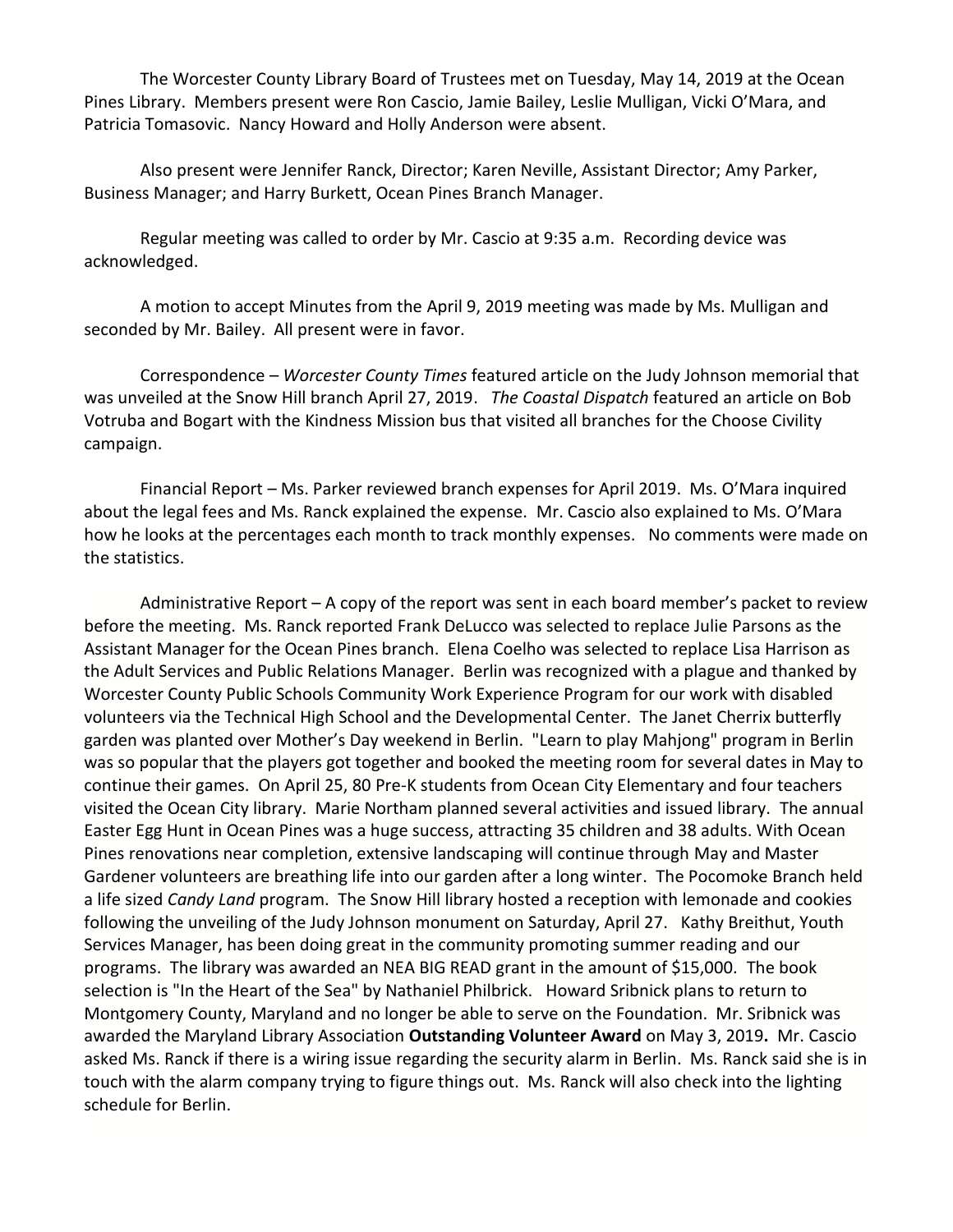The Worcester County Library Board of Trustees met on Tuesday, May 14, 2019 at the Ocean Pines Library. Members present were Ron Cascio, Jamie Bailey, Leslie Mulligan, Vicki O'Mara, and Patricia Tomasovic. Nancy Howard and Holly Anderson were absent.

Also present were Jennifer Ranck, Director; Karen Neville, Assistant Director; Amy Parker, Business Manager; and Harry Burkett, Ocean Pines Branch Manager.

Regular meeting was called to order by Mr. Cascio at 9:35 a.m. Recording device was acknowledged.

A motion to accept Minutes from the April 9, 2019 meeting was made by Ms. Mulligan and seconded by Mr. Bailey. All present were in favor.

Correspondence – *Worcester County Times* featured article on the Judy Johnson memorial that was unveiled at the Snow Hill branch April 27, 2019. *The Coastal Dispatch* featured an article on Bob Votruba and Bogart with the Kindness Mission bus that visited all branches for the Choose Civility campaign.

Financial Report – Ms. Parker reviewed branch expenses for April 2019. Ms. O'Mara inquired about the legal fees and Ms. Ranck explained the expense. Mr. Cascio also explained to Ms. O'Mara how he looks at the percentages each month to track monthly expenses. No comments were made on the statistics.

Administrative Report – A copy of the report was sent in each board member's packet to review before the meeting. Ms. Ranck reported Frank DeLucco was selected to replace Julie Parsons as the Assistant Manager for the Ocean Pines branch. Elena Coelho was selected to replace Lisa Harrison as the Adult Services and Public Relations Manager. Berlin was recognized with a plague and thanked by Worcester County Public Schools Community Work Experience Program for our work with disabled volunteers via the Technical High School and the Developmental Center. The Janet Cherrix butterfly garden was planted over Mother's Day weekend in Berlin. "Learn to play Mahjong" program in Berlin was so popular that the players got together and booked the meeting room for several dates in May to continue their games. On April 25, 80 Pre-K students from Ocean City Elementary and four teachers visited the Ocean City library. Marie Northam planned several activities and issued library. The annual Easter Egg Hunt in Ocean Pines was a huge success, attracting 35 children and 38 adults. With Ocean Pines renovations near completion, extensive landscaping will continue through May and Master Gardener volunteers are breathing life into our garden after a long winter. The Pocomoke Branch held a life sized *Candy Land* program. The Snow Hill library hosted a reception with lemonade and cookies following the unveiling of the Judy Johnson monument on Saturday, April 27. Kathy Breithut, Youth Services Manager, has been doing great in the community promoting summer reading and our programs. The library was awarded an NEA BIG READ grant in the amount of $15,000. The book selection is "In the Heart of the Sea" by Nathaniel Philbrick. Howard Sribnick plans to return to Montgomery County, Maryland and no longer be able to serve on the Foundation. Mr. Sribnick was awarded the Maryland Library Association **Outstanding Volunteer Award** on May 3, 2019**.** Mr. Cascio asked Ms. Ranck if there is a wiring issue regarding the security alarm in Berlin. Ms. Ranck said she is in touch with the alarm company trying to figure things out. Ms. Ranck will also check into the lighting schedule for Berlin.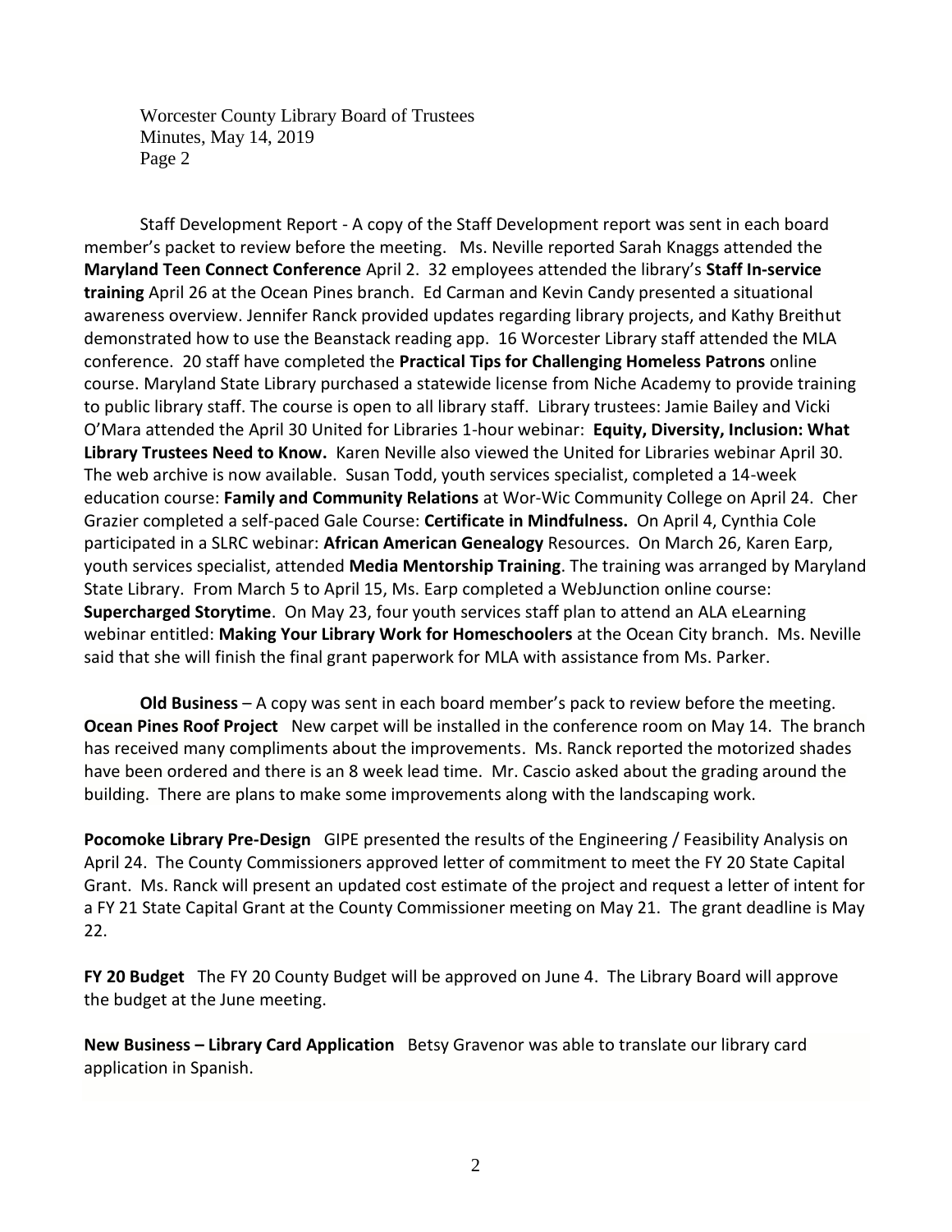Staff Development Report - A copy of the Staff Development report was sent in each board member's packet to review before the meeting. Ms. Neville reported Sarah Knaggs attended the **Maryland Teen Connect Conference** April 2. 32 employees attended the library's **Staff In-service training** April 26 at the Ocean Pines branch. Ed Carman and Kevin Candy presented a situational awareness overview. Jennifer Ranck provided updates regarding library projects, and Kathy Breithut demonstrated how to use the Beanstack reading app. 16 Worcester Library staff attended the MLA conference. 20 staff have completed the **Practical Tips for Challenging Homeless Patrons** online course. Maryland State Library purchased a statewide license from Niche Academy to provide training to public library staff. The course is open to all library staff. Library trustees: Jamie Bailey and Vicki O'Mara attended the April 30 United for Libraries 1-hour webinar: **Equity, Diversity, Inclusion: What Library Trustees Need to Know.** Karen Neville also viewed the United for Libraries webinar April 30. The web archive is now available. Susan Todd, youth services specialist, completed a 14-week education course: **Family and Community Relations** at Wor-Wic Community College on April 24. Cher Grazier completed a self-paced Gale Course: **Certificate in Mindfulness.** On April 4, Cynthia Cole participated in a SLRC webinar: **African American Genealogy** Resources. On March 26, Karen Earp, youth services specialist, attended **Media Mentorship Training**. The training was arranged by Maryland State Library. From March 5 to April 15, Ms. Earp completed a WebJunction online course: **Supercharged Storytime**. On May 23, four youth services staff plan to attend an ALA eLearning webinar entitled: **Making Your Library Work for Homeschoolers** at the Ocean City branch. Ms. Neville said that she will finish the final grant paperwork for MLA with assistance from Ms. Parker.

**Old Business** – A copy was sent in each board member's pack to review before the meeting. **Ocean Pines Roof Project** New carpet will be installed in the conference room on May 14. The branch has received many compliments about the improvements. Ms. Ranck reported the motorized shades have been ordered and there is an 8 week lead time. Mr. Cascio asked about the grading around the building. There are plans to make some improvements along with the landscaping work.

**Pocomoke Library Pre-Design** GIPE presented the results of the Engineering / Feasibility Analysis on April 24. The County Commissioners approved letter of commitment to meet the FY 20 State Capital Grant. Ms. Ranck will present an updated cost estimate of the project and request a letter of intent for a FY 21 State Capital Grant at the County Commissioner meeting on May 21. The grant deadline is May 22.

**FY 20 Budget** The FY 20 County Budget will be approved on June 4. The Library Board will approve the budget at the June meeting.

**New Business – Library Card Application** Betsy Gravenor was able to translate our library card application in Spanish.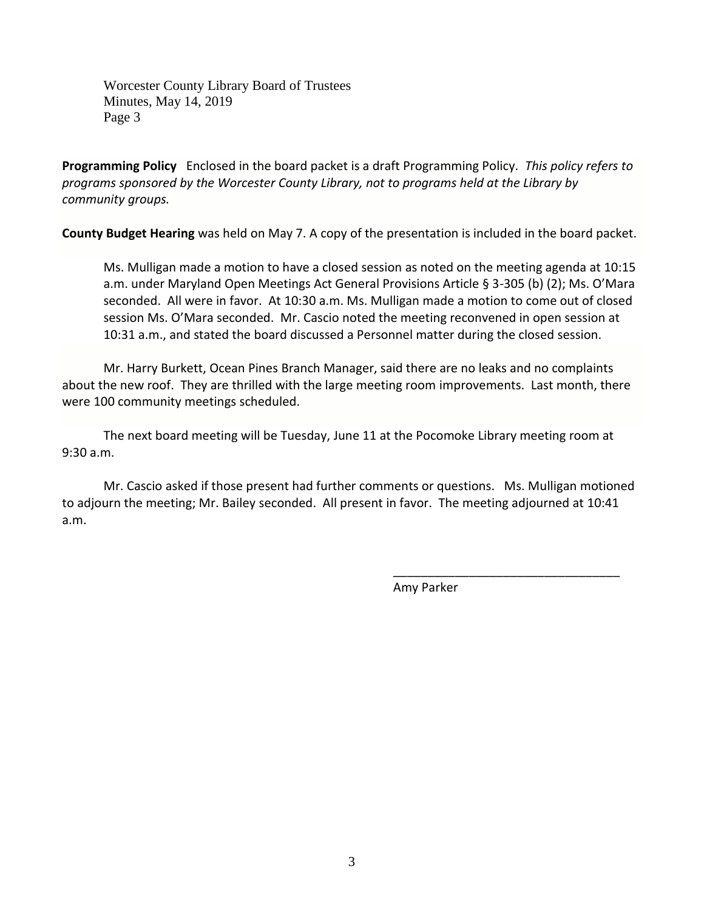**Programming Policy** Enclosed in the board packet is a draft Programming Policy. *This policy refers to programs sponsored by the Worcester County Library, not to programs held at the Library by community groups.*

**County Budget Hearing** was held on May 7. A copy of the presentation is included in the board packet.

Ms. Mulligan made a motion to have a closed session as noted on the meeting agenda at 10:15 a.m. under Maryland Open Meetings Act General Provisions Article § 3-305 (b) (2); Ms. O'Mara seconded. All were in favor. At 10:30 a.m. Ms. Mulligan made a motion to come out of closed session Ms. O'Mara seconded. Mr. Cascio noted the meeting reconvened in open session at 10:31 a.m., and stated the board discussed a Personnel matter during the closed session.

Mr. Harry Burkett, Ocean Pines Branch Manager, said there are no leaks and no complaints about the new roof. They are thrilled with the large meeting room improvements. Last month, there were 100 community meetings scheduled.

The next board meeting will be Tuesday, June 11 at the Pocomoke Library meeting room at 9:30 a.m.

Mr. Cascio asked if those present had further comments or questions. Ms. Mulligan motioned to adjourn the meeting; Mr. Bailey seconded. All present in favor. The meeting adjourned at 10:41 a.m.

\_\_\_\_\_\_\_\_\_\_\_\_\_\_\_\_\_\_\_\_\_\_\_\_\_\_\_\_\_\_\_\_

Amy Parker